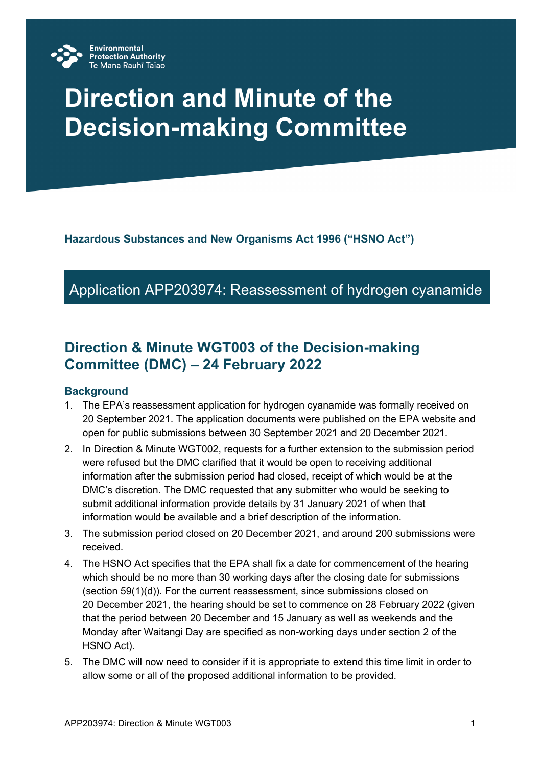Environmental Protection Authority
Te Mana Rauhī Taiao

# Direction and Minute of the Decision-making Committee

**Hazardous Substances and New Organisms Act 1996 ("HSNO Act")**

## Application APP203974: Reassessment of hydrogen cyanamide

## Direction & Minute WGT003 of the Decision-making Committee (DMC) – 24 February 2022

### Background

1. The EPA's reassessment application for hydrogen cyanamide was formally received on 20 September 2021. The application documents were published on the EPA website and open for public submissions between 30 September 2021 and 20 December 2021.
2. In Direction & Minute WGT002, requests for a further extension to the submission period were refused but the DMC clarified that it would be open to receiving additional information after the submission period had closed, receipt of which would be at the DMC's discretion. The DMC requested that any submitter who would be seeking to submit additional information provide details by 31 January 2021 of when that information would be available and a brief description of the information.
3. The submission period closed on 20 December 2021, and around 200 submissions were received.
4. The HSNO Act specifies that the EPA shall fix a date for commencement of the hearing which should be no more than 30 working days after the closing date for submissions (section 59(1)(d)). For the current reassessment, since submissions closed on 20 December 2021, the hearing should be set to commence on 28 February 2022 (given that the period between 20 December and 15 January as well as weekends and the Monday after Waitangi Day are specified as non-working days under section 2 of the HSNO Act).
5. The DMC will now need to consider if it is appropriate to extend this time limit in order to allow some or all of the proposed additional information to be provided.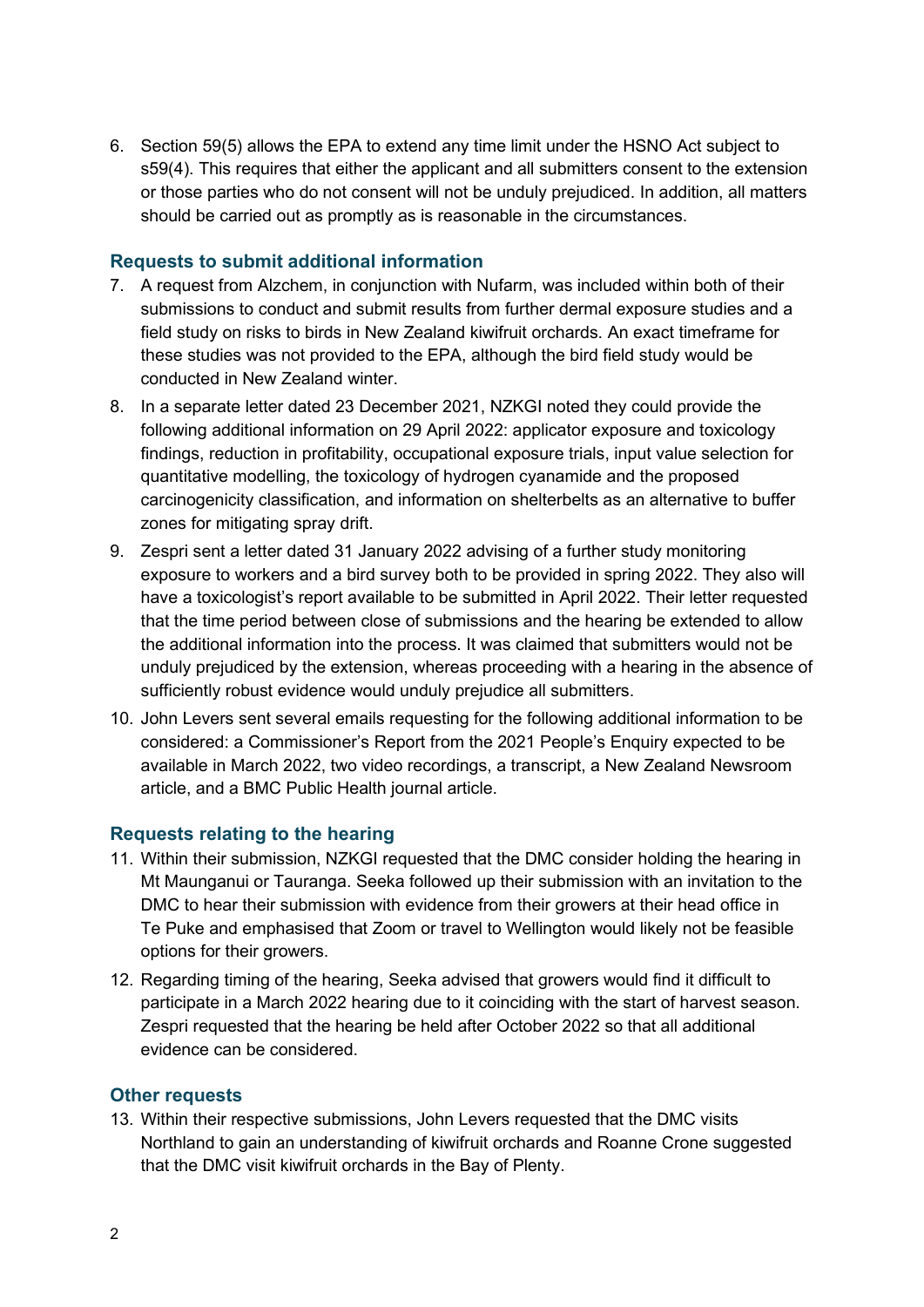6. Section 59(5) allows the EPA to extend any time limit under the HSNO Act subject to s59(4). This requires that either the applicant and all submitters consent to the extension or those parties who do not consent will not be unduly prejudiced. In addition, all matters should be carried out as promptly as is reasonable in the circumstances.

## Requests to submit additional information

7. A request from Alzchem, in conjunction with Nufarm, was included within both of their submissions to conduct and submit results from further dermal exposure studies and a field study on risks to birds in New Zealand kiwifruit orchards. An exact timeframe for these studies was not provided to the EPA, although the bird field study would be conducted in New Zealand winter.
8. In a separate letter dated 23 December 2021, NZKGI noted they could provide the following additional information on 29 April 2022: applicator exposure and toxicology findings, reduction in profitability, occupational exposure trials, input value selection for quantitative modelling, the toxicology of hydrogen cyanamide and the proposed carcinogenicity classification, and information on shelterbelts as an alternative to buffer zones for mitigating spray drift.
9. Zespri sent a letter dated 31 January 2022 advising of a further study monitoring exposure to workers and a bird survey both to be provided in spring 2022. They also will have a toxicologist's report available to be submitted in April 2022. Their letter requested that the time period between close of submissions and the hearing be extended to allow the additional information into the process. It was claimed that submitters would not be unduly prejudiced by the extension, whereas proceeding with a hearing in the absence of sufficiently robust evidence would unduly prejudice all submitters.
10. John Levers sent several emails requesting for the following additional information to be considered: a Commissioner's Report from the 2021 People's Enquiry expected to be available in March 2022, two video recordings, a transcript, a New Zealand Newsroom article, and a BMC Public Health journal article.

## Requests relating to the hearing

11. Within their submission, NZKGI requested that the DMC consider holding the hearing in Mt Maunganui or Tauranga. Seeka followed up their submission with an invitation to the DMC to hear their submission with evidence from their growers at their head office in Te Puke and emphasised that Zoom or travel to Wellington would likely not be feasible options for their growers.
12. Regarding timing of the hearing, Seeka advised that growers would find it difficult to participate in a March 2022 hearing due to it coinciding with the start of harvest season. Zespri requested that the hearing be held after October 2022 so that all additional evidence can be considered.

## Other requests

13. Within their respective submissions, John Levers requested that the DMC visits Northland to gain an understanding of kiwifruit orchards and Roanne Crone suggested that the DMC visit kiwifruit orchards in the Bay of Plenty.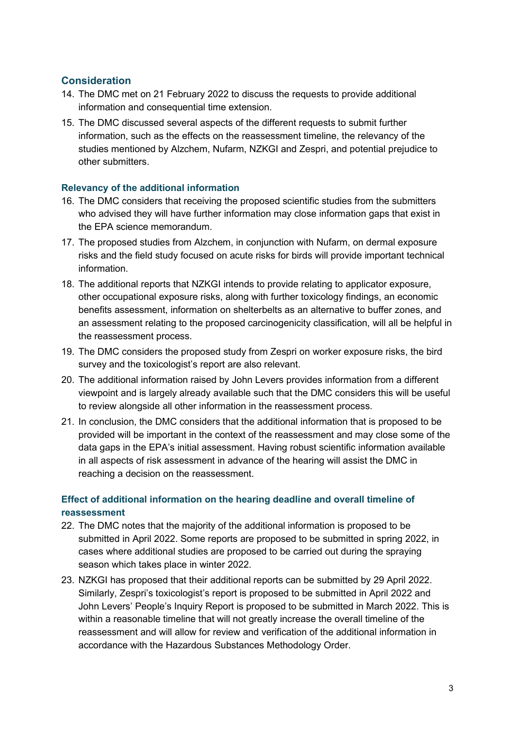## Consideration

14. The DMC met on 21 February 2022 to discuss the requests to provide additional information and consequential time extension.
15. The DMC discussed several aspects of the different requests to submit further information, such as the effects on the reassessment timeline, the relevancy of the studies mentioned by Alzchem, Nufarm, NZKGI and Zespri, and potential prejudice to other submitters.

### Relevancy of the additional information

16. The DMC considers that receiving the proposed scientific studies from the submitters who advised they will have further information may close information gaps that exist in the EPA science memorandum.
17. The proposed studies from Alzchem, in conjunction with Nufarm, on dermal exposure risks and the field study focused on acute risks for birds will provide important technical information.
18. The additional reports that NZKGI intends to provide relating to applicator exposure, other occupational exposure risks, along with further toxicology findings, an economic benefits assessment, information on shelterbelts as an alternative to buffer zones, and an assessment relating to the proposed carcinogenicity classification, will all be helpful in the reassessment process.
19. The DMC considers the proposed study from Zespri on worker exposure risks, the bird survey and the toxicologist's report are also relevant.
20. The additional information raised by John Levers provides information from a different viewpoint and is largely already available such that the DMC considers this will be useful to review alongside all other information in the reassessment process.
21. In conclusion, the DMC considers that the additional information that is proposed to be provided will be important in the context of the reassessment and may close some of the data gaps in the EPA's initial assessment. Having robust scientific information available in all aspects of risk assessment in advance of the hearing will assist the DMC in reaching a decision on the reassessment.

### Effect of additional information on the hearing deadline and overall timeline of reassessment

22. The DMC notes that the majority of the additional information is proposed to be submitted in April 2022. Some reports are proposed to be submitted in spring 2022, in cases where additional studies are proposed to be carried out during the spraying season which takes place in winter 2022.
23. NZKGI has proposed that their additional reports can be submitted by 29 April 2022. Similarly, Zespri's toxicologist's report is proposed to be submitted in April 2022 and John Levers' People's Inquiry Report is proposed to be submitted in March 2022. This is within a reasonable timeline that will not greatly increase the overall timeline of the reassessment and will allow for review and verification of the additional information in accordance with the Hazardous Substances Methodology Order.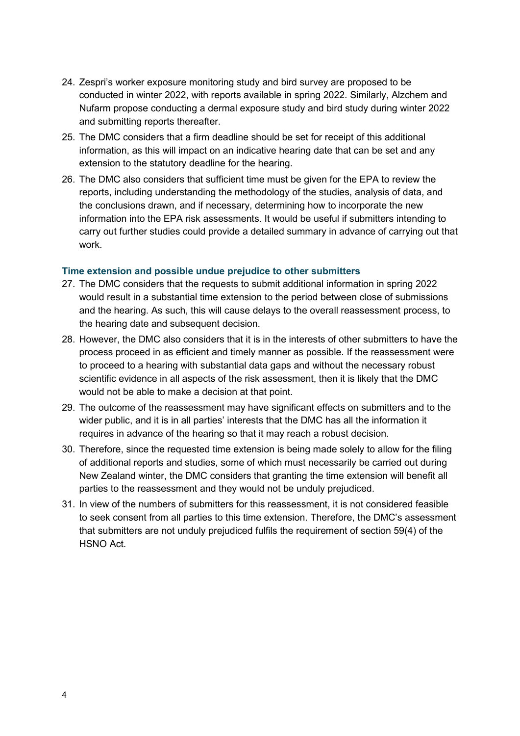24. Zespri's worker exposure monitoring study and bird survey are proposed to be conducted in winter 2022, with reports available in spring 2022. Similarly, Alzchem and Nufarm propose conducting a dermal exposure study and bird study during winter 2022 and submitting reports thereafter.
25. The DMC considers that a firm deadline should be set for receipt of this additional information, as this will impact on an indicative hearing date that can be set and any extension to the statutory deadline for the hearing.
26. The DMC also considers that sufficient time must be given for the EPA to review the reports, including understanding the methodology of the studies, analysis of data, and the conclusions drawn, and if necessary, determining how to incorporate the new information into the EPA risk assessments. It would be useful if submitters intending to carry out further studies could provide a detailed summary in advance of carrying out that work.

### Time extension and possible undue prejudice to other submitters

27. The DMC considers that the requests to submit additional information in spring 2022 would result in a substantial time extension to the period between close of submissions and the hearing. As such, this will cause delays to the overall reassessment process, to the hearing date and subsequent decision.
28. However, the DMC also considers that it is in the interests of other submitters to have the process proceed in as efficient and timely manner as possible. If the reassessment were to proceed to a hearing with substantial data gaps and without the necessary robust scientific evidence in all aspects of the risk assessment, then it is likely that the DMC would not be able to make a decision at that point.
29. The outcome of the reassessment may have significant effects on submitters and to the wider public, and it is in all parties' interests that the DMC has all the information it requires in advance of the hearing so that it may reach a robust decision.
30. Therefore, since the requested time extension is being made solely to allow for the filing of additional reports and studies, some of which must necessarily be carried out during New Zealand winter, the DMC considers that granting the time extension will benefit all parties to the reassessment and they would not be unduly prejudiced.
31. In view of the numbers of submitters for this reassessment, it is not considered feasible to seek consent from all parties to this time extension. Therefore, the DMC's assessment that submitters are not unduly prejudiced fulfils the requirement of section 59(4) of the HSNO Act.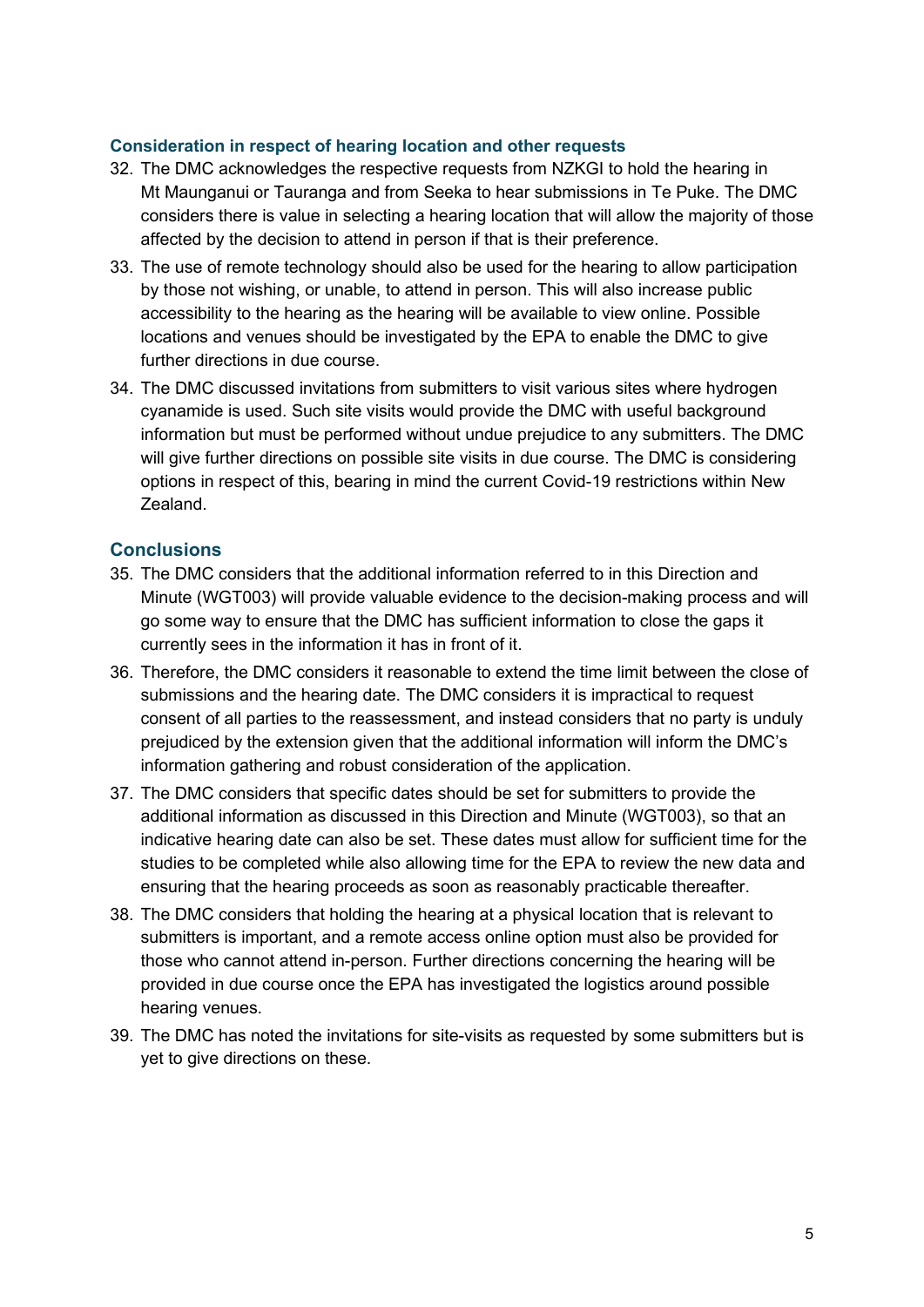### Consideration in respect of hearing location and other requests

32. The DMC acknowledges the respective requests from NZKGI to hold the hearing in Mt Maunganui or Tauranga and from Seeka to hear submissions in Te Puke. The DMC considers there is value in selecting a hearing location that will allow the majority of those affected by the decision to attend in person if that is their preference.
33. The use of remote technology should also be used for the hearing to allow participation by those not wishing, or unable, to attend in person. This will also increase public accessibility to the hearing as the hearing will be available to view online. Possible locations and venues should be investigated by the EPA to enable the DMC to give further directions in due course.
34. The DMC discussed invitations from submitters to visit various sites where hydrogen cyanamide is used. Such site visits would provide the DMC with useful background information but must be performed without undue prejudice to any submitters. The DMC will give further directions on possible site visits in due course. The DMC is considering options in respect of this, bearing in mind the current Covid-19 restrictions within New Zealand.

## Conclusions

35. The DMC considers that the additional information referred to in this Direction and Minute (WGT003) will provide valuable evidence to the decision-making process and will go some way to ensure that the DMC has sufficient information to close the gaps it currently sees in the information it has in front of it.
36. Therefore, the DMC considers it reasonable to extend the time limit between the close of submissions and the hearing date. The DMC considers it is impractical to request consent of all parties to the reassessment, and instead considers that no party is unduly prejudiced by the extension given that the additional information will inform the DMC's information gathering and robust consideration of the application.
37. The DMC considers that specific dates should be set for submitters to provide the additional information as discussed in this Direction and Minute (WGT003), so that an indicative hearing date can also be set. These dates must allow for sufficient time for the studies to be completed while also allowing time for the EPA to review the new data and ensuring that the hearing proceeds as soon as reasonably practicable thereafter.
38. The DMC considers that holding the hearing at a physical location that is relevant to submitters is important, and a remote access online option must also be provided for those who cannot attend in-person. Further directions concerning the hearing will be provided in due course once the EPA has investigated the logistics around possible hearing venues.
39. The DMC has noted the invitations for site-visits as requested by some submitters but is yet to give directions on these.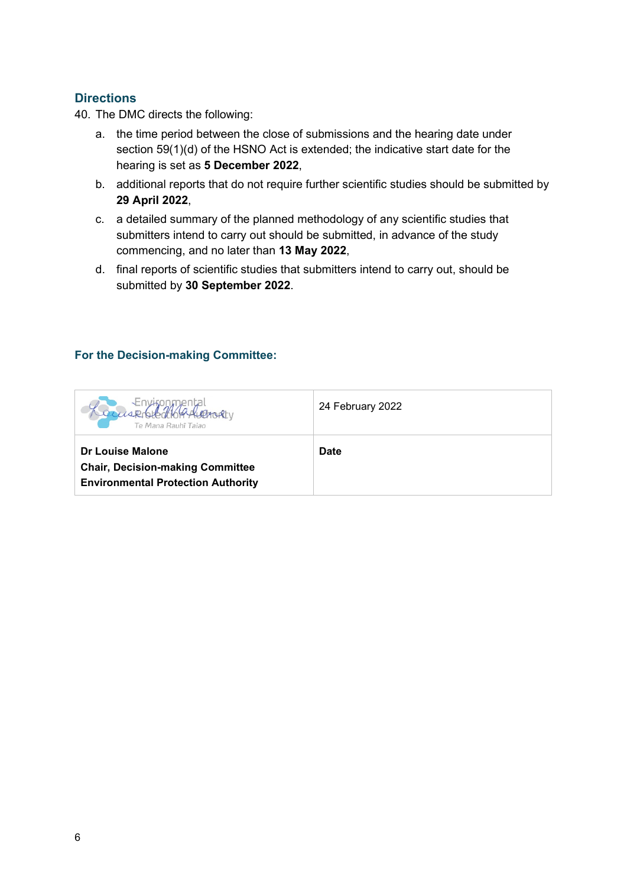## Directions

40. The DMC directs the following:

   a. the time period between the close of submissions and the hearing date under section 59(1)(d) of the HSNO Act is extended; the indicative start date for the hearing is set as **5 December 2022**,

   b. additional reports that do not require further scientific studies should be submitted by **29 April 2022**,

   c. a detailed summary of the planned methodology of any scientific studies that submitters intend to carry out should be submitted, in advance of the study commencing, and no later than **13 May 2022**,

   d. final reports of scientific studies that submitters intend to carry out, should be submitted by **30 September 2022**.

### For the Decision-making Committee:

| | |
|---|---|
| | 24 February 2022 |
| **Dr Louise Malone**<br>**Chair, Decision-making Committee**<br>**Environmental Protection Authority** | **Date** |